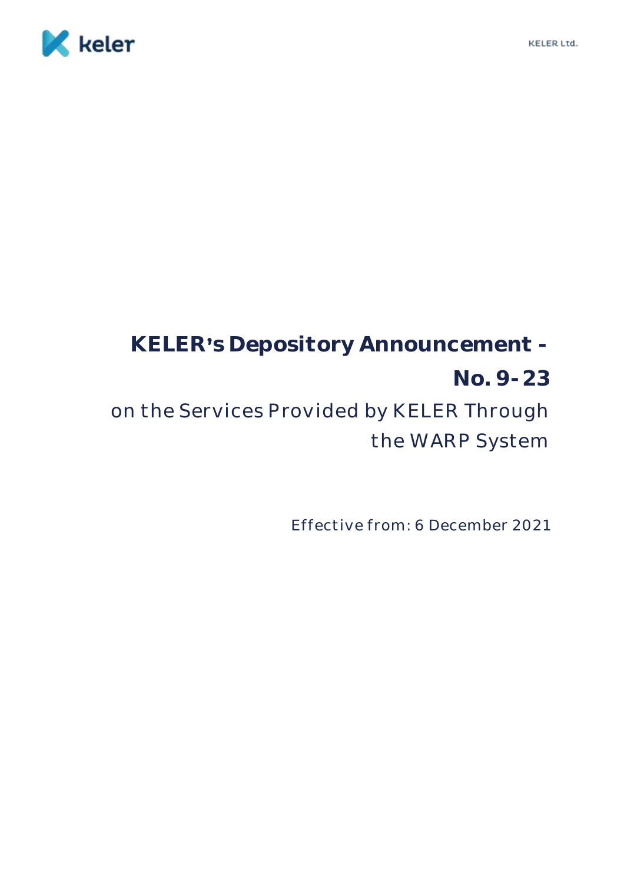# KELER's Depository Announcement - No. 9-23

## on the Services Provided by KELER Through the WARP System

Effective from: 6 December 2021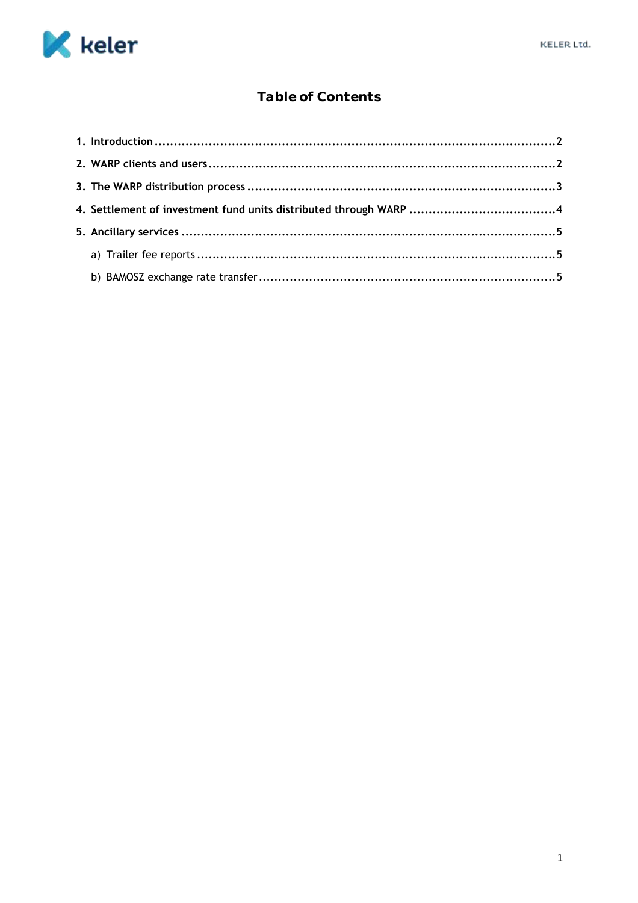# Table of Contents

1. Introduction ........................................................................................................2
2. WARP clients and users .........................................................................................2
3. The WARP distribution process ...............................................................................3
4. Settlement of investment fund units distributed through WARP .....................................4
5. Ancillary services ................................................................................................5
   a) Trailer fee reports ............................................................................................5
   b) BAMOSZ exchange rate transfer ............................................................................5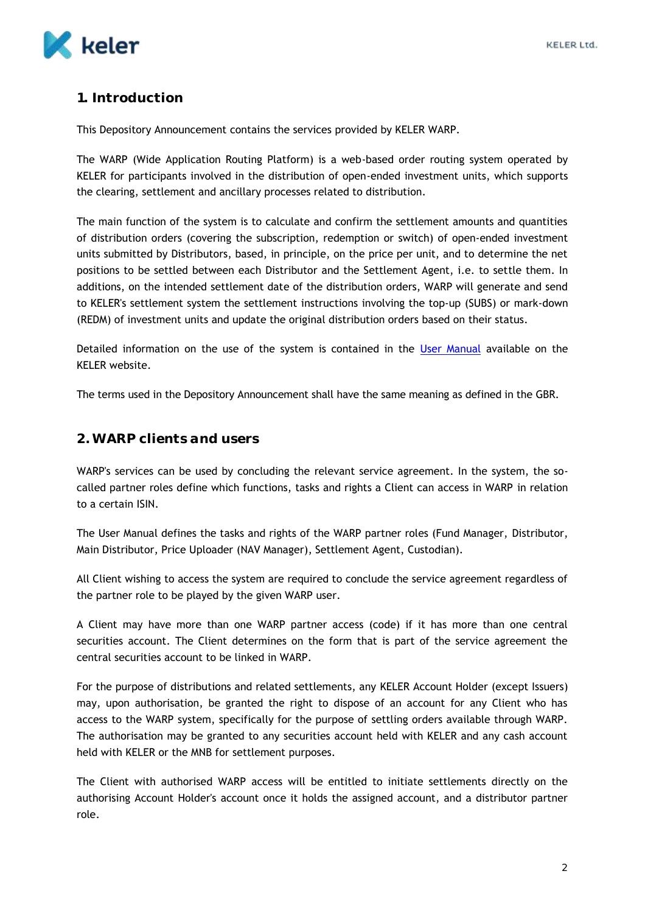# 1. Introduction

This Depository Announcement contains the services provided by KELER WARP.

The WARP (Wide Application Routing Platform) is a web-based order routing system operated by KELER for participants involved in the distribution of open-ended investment units, which supports the clearing, settlement and ancillary processes related to distribution.

The main function of the system is to calculate and confirm the settlement amounts and quantities of distribution orders (covering the subscription, redemption or switch) of open-ended investment units submitted by Distributors, based, in principle, on the price per unit, and to determine the net positions to be settled between each Distributor and the Settlement Agent, i.e. to settle them. In additions, on the intended settlement date of the distribution orders, WARP will generate and send to KELER's settlement system the settlement instructions involving the top-up (SUBS) or mark-down (REDM) of investment units and update the original distribution orders based on their status.

Detailed information on the use of the system is contained in the User Manual available on the KELER website.

The terms used in the Depository Announcement shall have the same meaning as defined in the GBR.

# 2. WARP clients and users

WARP's services can be used by concluding the relevant service agreement. In the system, the so-called partner roles define which functions, tasks and rights a Client can access in WARP in relation to a certain ISIN.

The User Manual defines the tasks and rights of the WARP partner roles (Fund Manager, Distributor, Main Distributor, Price Uploader (NAV Manager), Settlement Agent, Custodian).

All Client wishing to access the system are required to conclude the service agreement regardless of the partner role to be played by the given WARP user.

A Client may have more than one WARP partner access (code) if it has more than one central securities account. The Client determines on the form that is part of the service agreement the central securities account to be linked in WARP.

For the purpose of distributions and related settlements, any KELER Account Holder (except Issuers) may, upon authorisation, be granted the right to dispose of an account for any Client who has access to the WARP system, specifically for the purpose of settling orders available through WARP. The authorisation may be granted to any securities account held with KELER and any cash account held with KELER or the MNB for settlement purposes.

The Client with authorised WARP access will be entitled to initiate settlements directly on the authorising Account Holder's account once it holds the assigned account, and a distributor partner role.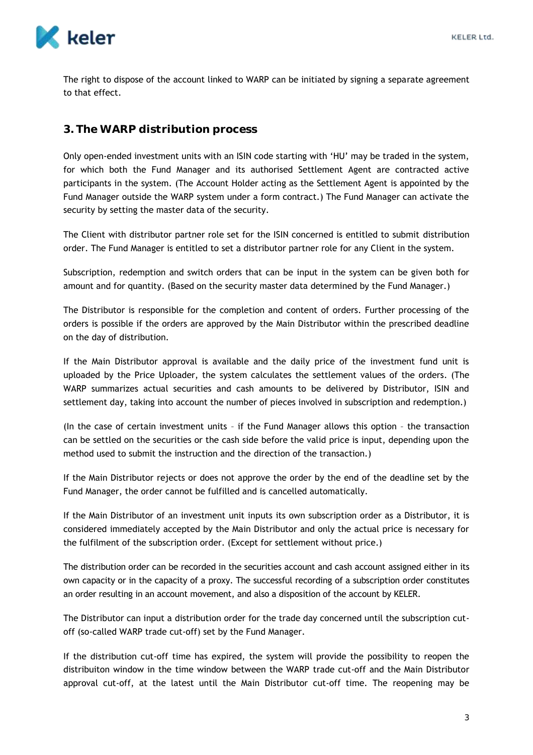The right to dispose of the account linked to WARP can be initiated by signing a separate agreement to that effect.

## 3. The WARP distribution process

Only open-ended investment units with an ISIN code starting with 'HU' may be traded in the system, for which both the Fund Manager and its authorised Settlement Agent are contracted active participants in the system. (The Account Holder acting as the Settlement Agent is appointed by the Fund Manager outside the WARP system under a form contract.) The Fund Manager can activate the security by setting the master data of the security.

The Client with distributor partner role set for the ISIN concerned is entitled to submit distribution order. The Fund Manager is entitled to set a distributor partner role for any Client in the system.

Subscription, redemption and switch orders that can be input in the system can be given both for amount and for quantity. (Based on the security master data determined by the Fund Manager.)

The Distributor is responsible for the completion and content of orders. Further processing of the orders is possible if the orders are approved by the Main Distributor within the prescribed deadline on the day of distribution.

If the Main Distributor approval is available and the daily price of the investment fund unit is uploaded by the Price Uploader, the system calculates the settlement values of the orders. (The WARP summarizes actual securities and cash amounts to be delivered by Distributor, ISIN and settlement day, taking into account the number of pieces involved in subscription and redemption.)

(In the case of certain investment units – if the Fund Manager allows this option – the transaction can be settled on the securities or the cash side before the valid price is input, depending upon the method used to submit the instruction and the direction of the transaction.)

If the Main Distributor rejects or does not approve the order by the end of the deadline set by the Fund Manager, the order cannot be fulfilled and is cancelled automatically.

If the Main Distributor of an investment unit inputs its own subscription order as a Distributor, it is considered immediately accepted by the Main Distributor and only the actual price is necessary for the fulfilment of the subscription order. (Except for settlement without price.)

The distribution order can be recorded in the securities account and cash account assigned either in its own capacity or in the capacity of a proxy. The successful recording of a subscription order constitutes an order resulting in an account movement, and also a disposition of the account by KELER.

The Distributor can input a distribution order for the trade day concerned until the subscription cut-off (so-called WARP trade cut-off) set by the Fund Manager.

If the distribution cut-off time has expired, the system will provide the possibility to reopen the distribuiton window in the time window between the WARP trade cut-off and the Main Distributor approval cut-off, at the latest until the Main Distributor cut-off time. The reopening may be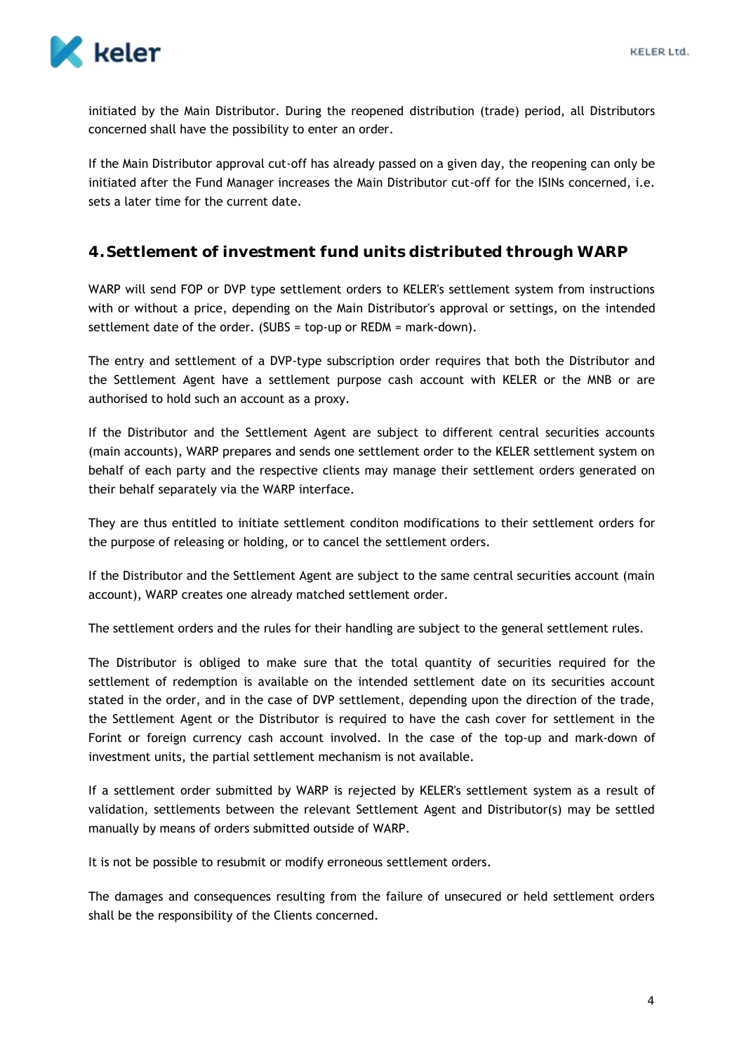initiated by the Main Distributor. During the reopened distribution (trade) period, all Distributors concerned shall have the possibility to enter an order.

If the Main Distributor approval cut-off has already passed on a given day, the reopening can only be initiated after the Fund Manager increases the Main Distributor cut-off for the ISINs concerned, i.e. sets a later time for the current date.

## 4. Settlement of investment fund units distributed through WARP

WARP will send FOP or DVP type settlement orders to KELER's settlement system from instructions with or without a price, depending on the Main Distributor's approval or settings, on the intended settlement date of the order. (SUBS = top-up or REDM = mark-down).

The entry and settlement of a DVP-type subscription order requires that both the Distributor and the Settlement Agent have a settlement purpose cash account with KELER or the MNB or are authorised to hold such an account as a proxy.

If the Distributor and the Settlement Agent are subject to different central securities accounts (main accounts), WARP prepares and sends one settlement order to the KELER settlement system on behalf of each party and the respective clients may manage their settlement orders generated on their behalf separately via the WARP interface.

They are thus entitled to initiate settlement conditon modifications to their settlement orders for the purpose of releasing or holding, or to cancel the settlement orders.

If the Distributor and the Settlement Agent are subject to the same central securities account (main account), WARP creates one already matched settlement order.

The settlement orders and the rules for their handling are subject to the general settlement rules.

The Distributor is obliged to make sure that the total quantity of securities required for the settlement of redemption is available on the intended settlement date on its securities account stated in the order, and in the case of DVP settlement, depending upon the direction of the trade, the Settlement Agent or the Distributor is required to have the cash cover for settlement in the Forint or foreign currency cash account involved. In the case of the top-up and mark-down of investment units, the partial settlement mechanism is not available.

If a settlement order submitted by WARP is rejected by KELER's settlement system as a result of validation, settlements between the relevant Settlement Agent and Distributor(s) may be settled manually by means of orders submitted outside of WARP.

It is not be possible to resubmit or modify erroneous settlement orders.

The damages and consequences resulting from the failure of unsecured or held settlement orders shall be the responsibility of the Clients concerned.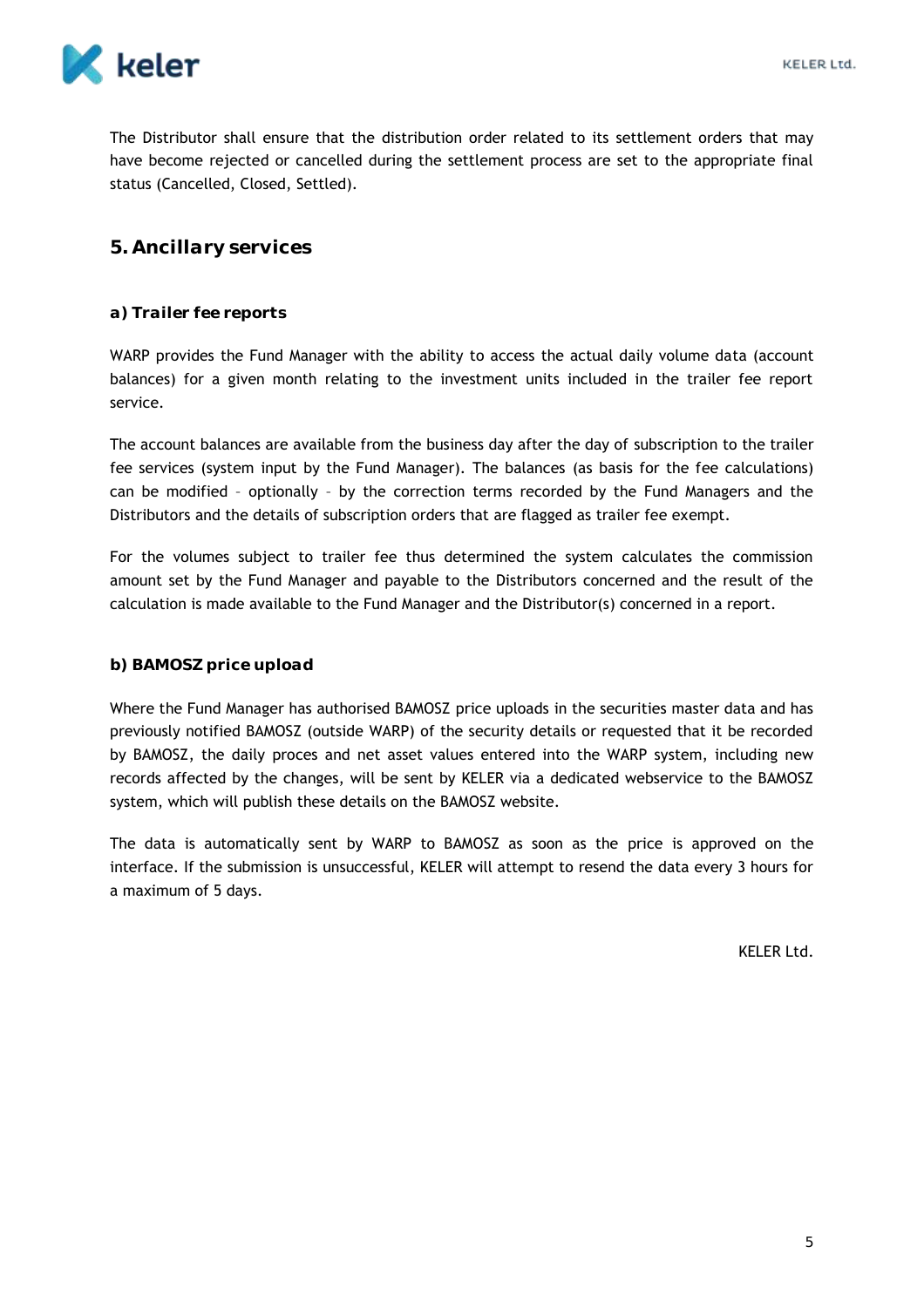The Distributor shall ensure that the distribution order related to its settlement orders that may have become rejected or cancelled during the settlement process are set to the appropriate final status (Cancelled, Closed, Settled).

## 5. Ancillary services

### a) Trailer fee reports

WARP provides the Fund Manager with the ability to access the actual daily volume data (account balances) for a given month relating to the investment units included in the trailer fee report service.

The account balances are available from the business day after the day of subscription to the trailer fee services (system input by the Fund Manager). The balances (as basis for the fee calculations) can be modified – optionally – by the correction terms recorded by the Fund Managers and the Distributors and the details of subscription orders that are flagged as trailer fee exempt.

For the volumes subject to trailer fee thus determined the system calculates the commission amount set by the Fund Manager and payable to the Distributors concerned and the result of the calculation is made available to the Fund Manager and the Distributor(s) concerned in a report.

### b) BAMOSZ price upload

Where the Fund Manager has authorised BAMOSZ price uploads in the securities master data and has previously notified BAMOSZ (outside WARP) of the security details or requested that it be recorded by BAMOSZ, the daily proces and net asset values entered into the WARP system, including new records affected by the changes, will be sent by KELER via a dedicated webservice to the BAMOSZ system, which will publish these details on the BAMOSZ website.

The data is automatically sent by WARP to BAMOSZ as soon as the price is approved on the interface. If the submission is unsuccessful, KELER will attempt to resend the data every 3 hours for a maximum of 5 days.

KELER Ltd.